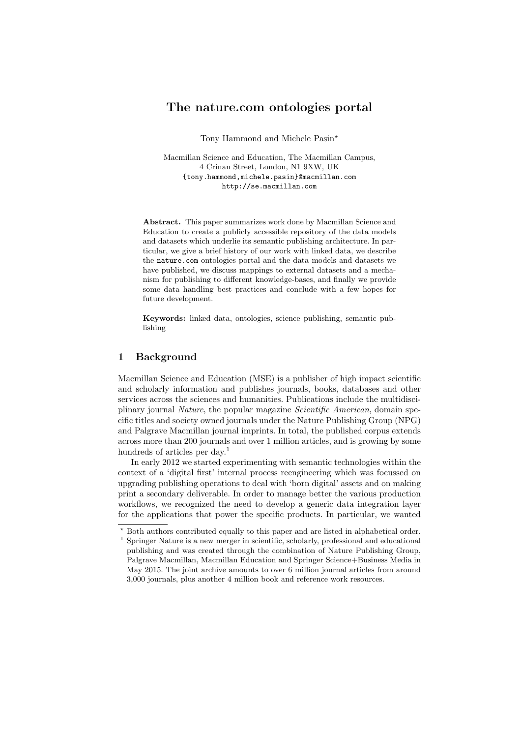# The nature.com ontologies portal

Tony Hammond and Michele Pasin*

Macmillan Science and Education, The Macmillan Campus,
4 Crinan Street, London, N1 9XW, UK
{tony.hammond,michele.pasin}@macmillan.com
http://se.macmillan.com

**Abstract.** This paper summarizes work done by Macmillan Science and Education to create a publicly accessible repository of the data models and datasets which underlie its semantic publishing architecture. In particular, we give a brief history of our work with linked data, we describe the `nature.com` ontologies portal and the data models and datasets we have published, we discuss mappings to external datasets and a mechanism for publishing to different knowledge-bases, and finally we provide some data handling best practices and conclude with a few hopes for future development.

**Keywords:** linked data, ontologies, science publishing, semantic publishing

## 1 Background

Macmillan Science and Education (MSE) is a publisher of high impact scientific and scholarly information and publishes journals, books, databases and other services across the sciences and humanities. Publications include the multidisciplinary journal *Nature*, the popular magazine *Scientific American*, domain specific titles and society owned journals under the Nature Publishing Group (NPG) and Palgrave Macmillan journal imprints. In total, the published corpus extends across more than 200 journals and over 1 million articles, and is growing by some hundreds of articles per day.[1]

In early 2012 we started experimenting with semantic technologies within the context of a 'digital first' internal process reengineering which was focussed on upgrading publishing operations to deal with 'born digital' assets and on making print a secondary deliverable. In order to manage better the various production workflows, we recognized the need to develop a generic data integration layer for the applications that power the specific products. In particular, we wanted

---

* Both authors contributed equally to this paper and are listed in alphabetical order.

[1] Springer Nature is a new merger in scientific, scholarly, professional and educational publishing and was created through the combination of Nature Publishing Group, Palgrave Macmillan, Macmillan Education and Springer Science+Business Media in May 2015. The joint archive amounts to over 6 million journal articles from around 3,000 journals, plus another 4 million book and reference work resources.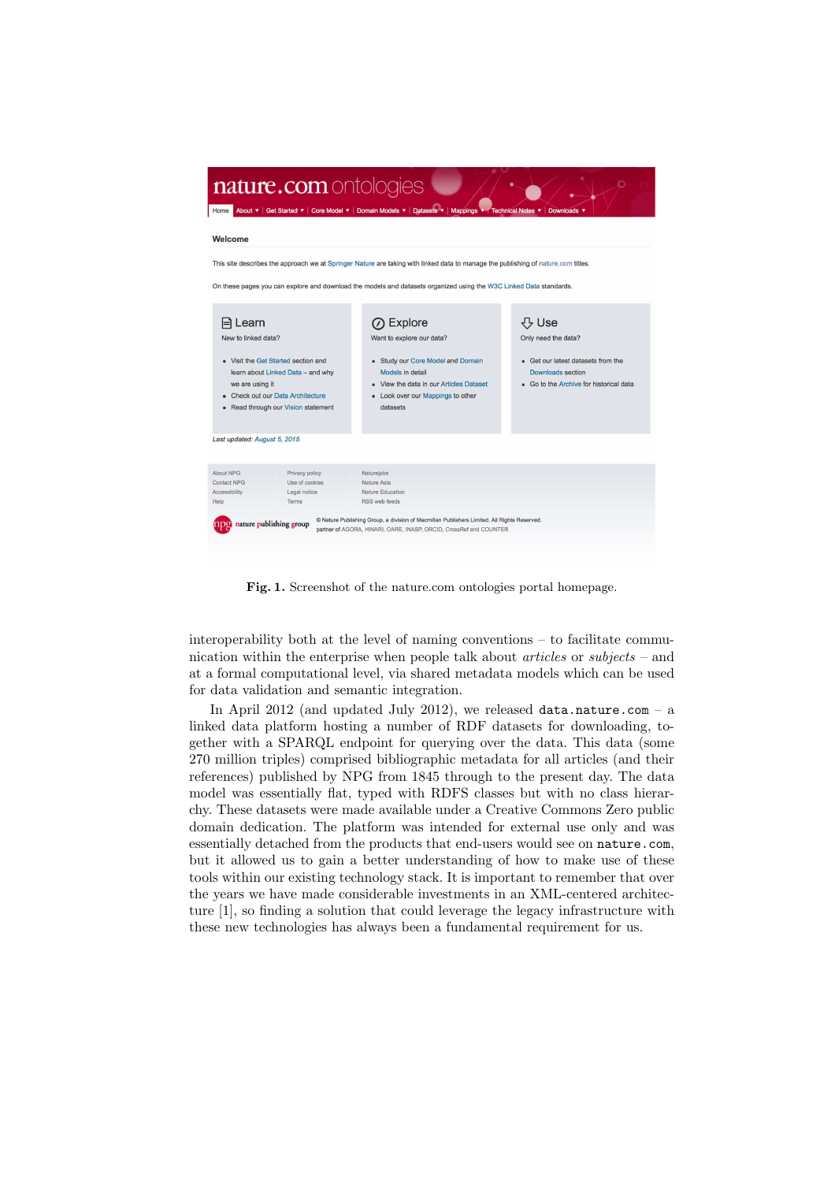**Fig. 1.** Screenshot of the nature.com ontologies portal homepage.

interoperability both at the level of naming conventions – to facilitate communication within the enterprise when people talk about *articles* or *subjects* – and at a formal computational level, via shared metadata models which can be used for data validation and semantic integration.

In April 2012 (and updated July 2012), we released `data.nature.com` – a linked data platform hosting a number of RDF datasets for downloading, together with a SPARQL endpoint for querying over the data. This data (some 270 million triples) comprised bibliographic metadata for all articles (and their references) published by NPG from 1845 through to the present day. The data model was essentially flat, typed with RDFS classes but with no class hierarchy. These datasets were made available under a Creative Commons Zero public domain dedication. The platform was intended for external use only and was essentially detached from the products that end-users would see on `nature.com`, but it allowed us to gain a better understanding of how to make use of these tools within our existing technology stack. It is important to remember that over the years we have made considerable investments in an XML-centered architecture [1], so finding a solution that could leverage the legacy infrastructure with these new technologies has always been a fundamental requirement for us.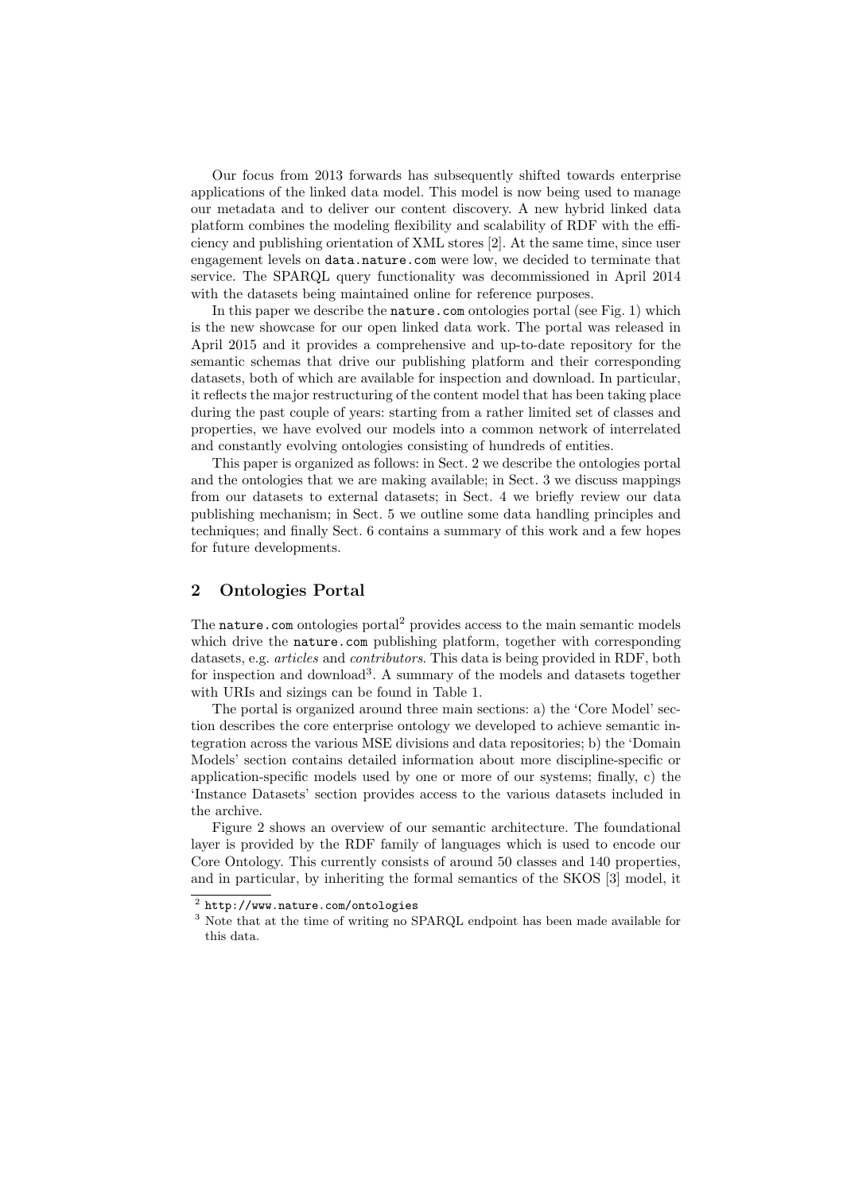Our focus from 2013 forwards has subsequently shifted towards enterprise applications of the linked data model. This model is now being used to manage our metadata and to deliver our content discovery. A new hybrid linked data platform combines the modeling flexibility and scalability of RDF with the efficiency and publishing orientation of XML stores [2]. At the same time, since user engagement levels on `data.nature.com` were low, we decided to terminate that service. The SPARQL query functionality was decommissioned in April 2014 with the datasets being maintained online for reference purposes.

In this paper we describe the `nature.com` ontologies portal (see Fig. 1) which is the new showcase for our open linked data work. The portal was released in April 2015 and it provides a comprehensive and up-to-date repository for the semantic schemas that drive our publishing platform and their corresponding datasets, both of which are available for inspection and download. In particular, it reflects the major restructuring of the content model that has been taking place during the past couple of years: starting from a rather limited set of classes and properties, we have evolved our models into a common network of interrelated and constantly evolving ontologies consisting of hundreds of entities.

This paper is organized as follows: in Sect. 2 we describe the ontologies portal and the ontologies that we are making available; in Sect. 3 we discuss mappings from our datasets to external datasets; in Sect. 4 we briefly review our data publishing mechanism; in Sect. 5 we outline some data handling principles and techniques; and finally Sect. 6 contains a summary of this work and a few hopes for future developments.

## 2 Ontologies Portal

The `nature.com` ontologies portal[2] provides access to the main semantic models which drive the `nature.com` publishing platform, together with corresponding datasets, e.g. *articles* and *contributors*. This data is being provided in RDF, both for inspection and download[3]. A summary of the models and datasets together with URIs and sizings can be found in Table 1.

The portal is organized around three main sections: a) the 'Core Model' section describes the core enterprise ontology we developed to achieve semantic integration across the various MSE divisions and data repositories; b) the 'Domain Models' section contains detailed information about more discipline-specific or application-specific models used by one or more of our systems; finally, c) the 'Instance Datasets' section provides access to the various datasets included in the archive.

Figure 2 shows an overview of our semantic architecture. The foundational layer is provided by the RDF family of languages which is used to encode our Core Ontology. This currently consists of around 50 classes and 140 properties, and in particular, by inheriting the formal semantics of the SKOS [3] model, it

[2] `http://www.nature.com/ontologies`

[3] Note that at the time of writing no SPARQL endpoint has been made available for this data.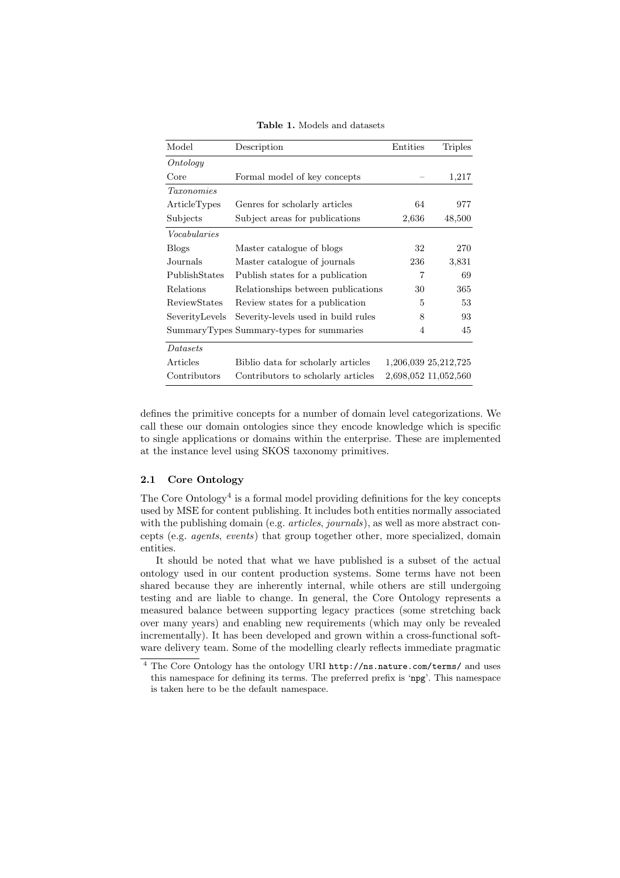**Table 1.** Models and datasets

| Model | Description | Entities | Triples |
| --- | --- | --- | --- |
| *Ontology* | | | |
| Core | Formal model of key concepts | – | 1,217 |
| *Taxonomies* | | | |
| ArticleTypes | Genres for scholarly articles | 64 | 977 |
| Subjects | Subject areas for publications | 2,636 | 48,500 |
| *Vocabularies* | | | |
| Blogs | Master catalogue of blogs | 32 | 270 |
| Journals | Master catalogue of journals | 236 | 3,831 |
| PublishStates | Publish states for a publication | 7 | 69 |
| Relations | Relationships between publications | 30 | 365 |
| ReviewStates | Review states for a publication | 5 | 53 |
| SeverityLevels | Severity-levels used in build rules | 8 | 93 |
| SummaryTypes | Summary-types for summaries | 4 | 45 |
| *Datasets* | | | |
| Articles | Biblio data for scholarly articles | 1,206,039 | 25,212,725 |
| Contributors | Contributors to scholarly articles | 2,698,052 | 11,052,560 |

defines the primitive concepts for a number of domain level categorizations. We call these our domain ontologies since they encode knowledge which is specific to single applications or domains within the enterprise. These are implemented at the instance level using SKOS taxonomy primitives.

### 2.1 Core Ontology

The Core Ontology[4] is a formal model providing definitions for the key concepts used by MSE for content publishing. It includes both entities normally associated with the publishing domain (e.g. *articles*, *journals*), as well as more abstract concepts (e.g. *agents*, *events*) that group together other, more specialized, domain entities.

It should be noted that what we have published is a subset of the actual ontology used in our content production systems. Some terms have not been shared because they are inherently internal, while others are still undergoing testing and are liable to change. In general, the Core Ontology represents a measured balance between supporting legacy practices (some stretching back over many years) and enabling new requirements (which may only be revealed incrementally). It has been developed and grown within a cross-functional software delivery team. Some of the modelling clearly reflects immediate pragmatic

[4] The Core Ontology has the ontology URI `http://ns.nature.com/terms/` and uses this namespace for defining its terms. The preferred prefix is '`npg`'. This namespace is taken here to be the default namespace.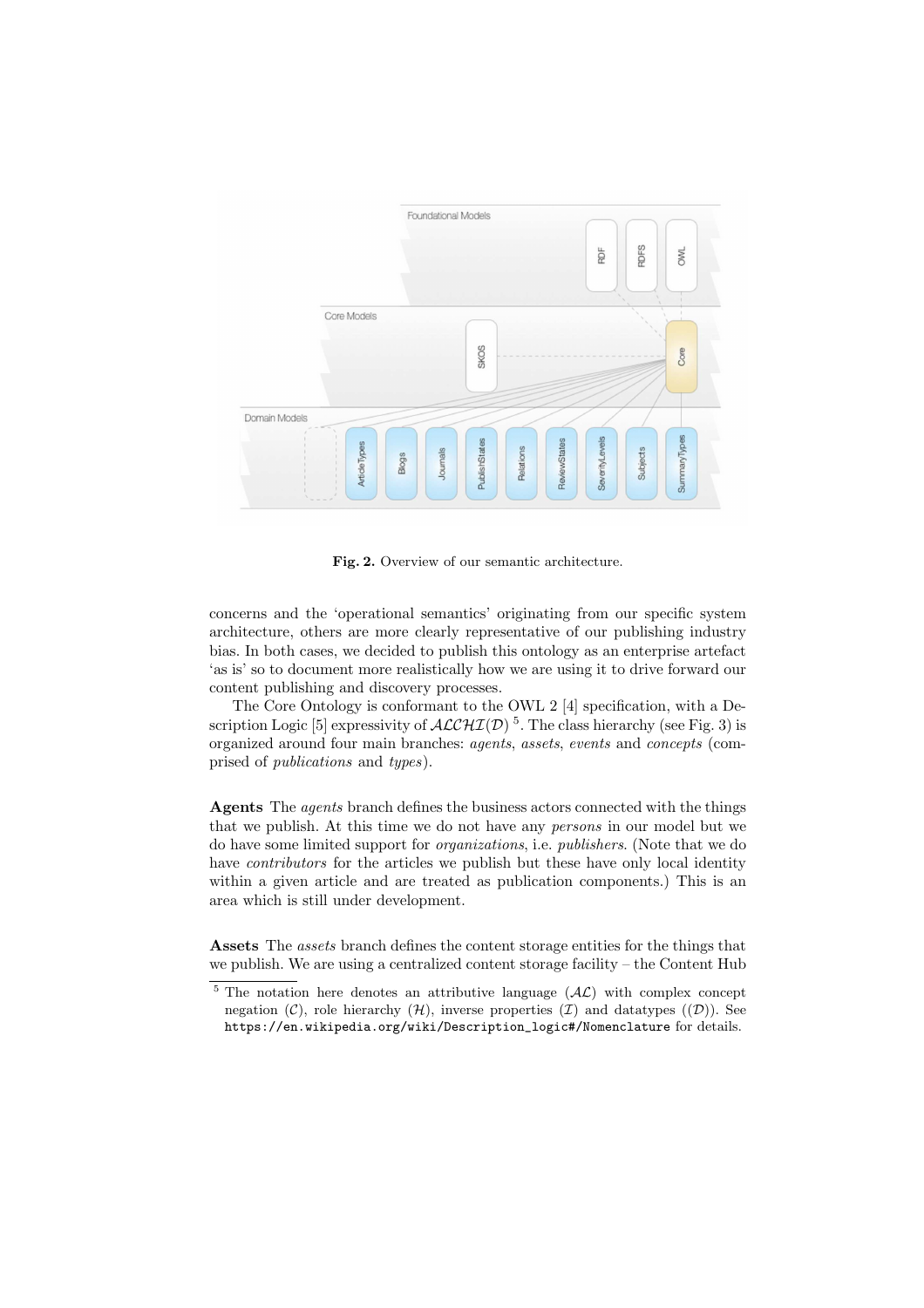Fig. 2. Overview of our semantic architecture.

concerns and the 'operational semantics' originating from our specific system architecture, others are more clearly representative of our publishing industry bias. In both cases, we decided to publish this ontology as an enterprise artefact 'as is' so to document more realistically how we are using it to drive forward our content publishing and discovery processes.

The Core Ontology is conformant to the OWL 2 [4] specification, with a Description Logic [5] expressivity of $\mathcal{ALCHI}(\mathcal{D})$ [5]. The class hierarchy (see Fig. 3) is organized around four main branches: *agents*, *assets*, *events* and *concepts* (comprised of *publications* and *types*).

**Agents** The *agents* branch defines the business actors connected with the things that we publish. At this time we do not have any *persons* in our model but we do have some limited support for *organizations*, i.e. *publishers*. (Note that we do have *contributors* for the articles we publish but these have only local identity within a given article and are treated as publication components.) This is an area which is still under development.

**Assets** The *assets* branch defines the content storage entities for the things that we publish. We are using a centralized content storage facility – the Content Hub

[5] The notation here denotes an attributive language ($\mathcal{AL}$) with complex concept negation ($\mathcal{C}$), role hierarchy ($\mathcal{H}$), inverse properties ($\mathcal{I}$) and datatypes (($\mathcal{D}$)). See https://en.wikipedia.org/wiki/Description_logic#/Nomenclature for details.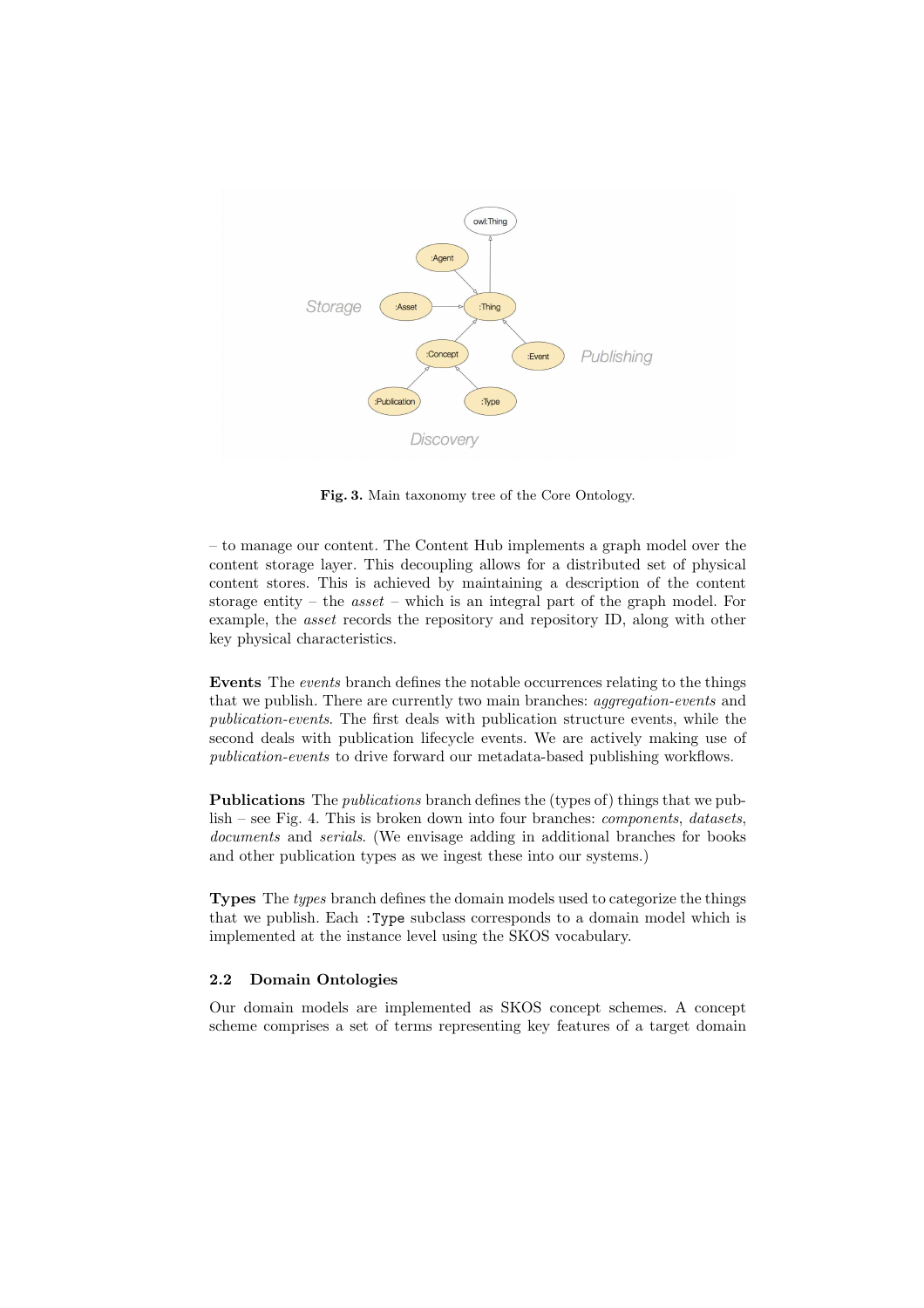**Fig. 3.** Main taxonomy tree of the Core Ontology.

– to manage our content. The Content Hub implements a graph model over the content storage layer. This decoupling allows for a distributed set of physical content stores. This is achieved by maintaining a description of the content storage entity – the *asset* – which is an integral part of the graph model. For example, the *asset* records the repository and repository ID, along with other key physical characteristics.

**Events** The *events* branch defines the notable occurrences relating to the things that we publish. There are currently two main branches: *aggregation-events* and *publication-events*. The first deals with publication structure events, while the second deals with publication lifecycle events. We are actively making use of *publication-events* to drive forward our metadata-based publishing workflows.

**Publications** The *publications* branch defines the (types of) things that we publish – see Fig. 4. This is broken down into four branches: *components*, *datasets*, *documents* and *serials*. (We envisage adding in additional branches for books and other publication types as we ingest these into our systems.)

**Types** The *types* branch defines the domain models used to categorize the things that we publish. Each `:Type` subclass corresponds to a domain model which is implemented at the instance level using the SKOS vocabulary.

### 2.2 Domain Ontologies

Our domain models are implemented as SKOS concept schemes. A concept scheme comprises a set of terms representing key features of a target domain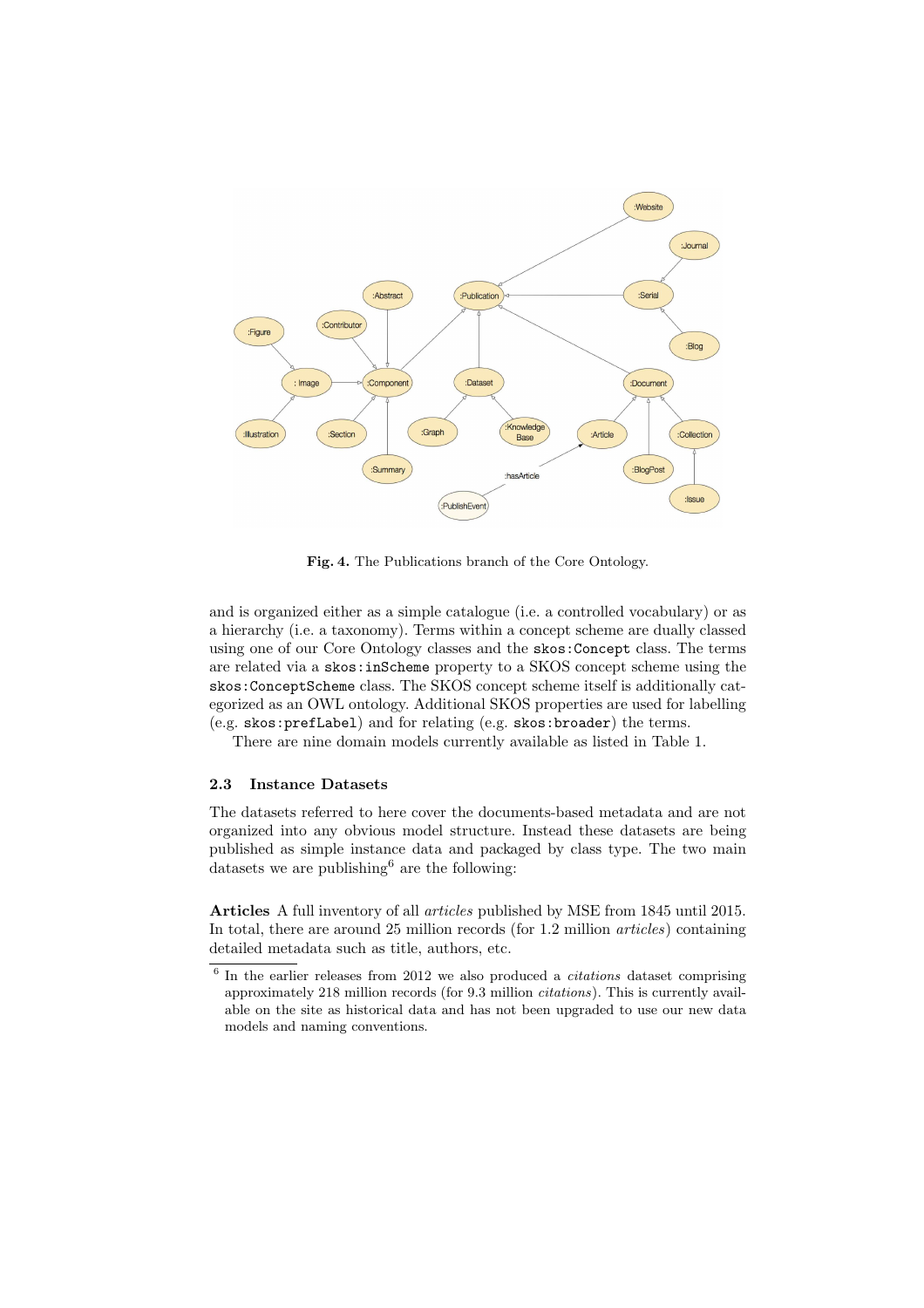**Fig. 4.** The Publications branch of the Core Ontology.

and is organized either as a simple catalogue (i.e. a controlled vocabulary) or as a hierarchy (i.e. a taxonomy). Terms within a concept scheme are dually classed using one of our Core Ontology classes and the `skos:Concept` class. The terms are related via a `skos:inScheme` property to a SKOS concept scheme using the `skos:ConceptScheme` class. The SKOS concept scheme itself is additionally categorized as an OWL ontology. Additional SKOS properties are used for labelling (e.g. `skos:prefLabel`) and for relating (e.g. `skos:broader`) the terms.

There are nine domain models currently available as listed in Table 1.

### 2.3 Instance Datasets

The datasets referred to here cover the documents-based metadata and are not organized into any obvious model structure. Instead these datasets are being published as simple instance data and packaged by class type. The two main datasets we are publishing[6] are the following:

**Articles** A full inventory of all *articles* published by MSE from 1845 until 2015. In total, there are around 25 million records (for 1.2 million *articles*) containing detailed metadata such as title, authors, etc.

[6] In the earlier releases from 2012 we also produced a *citations* dataset comprising approximately 218 million records (for 9.3 million *citations*). This is currently available on the site as historical data and has not been upgraded to use our new data models and naming conventions.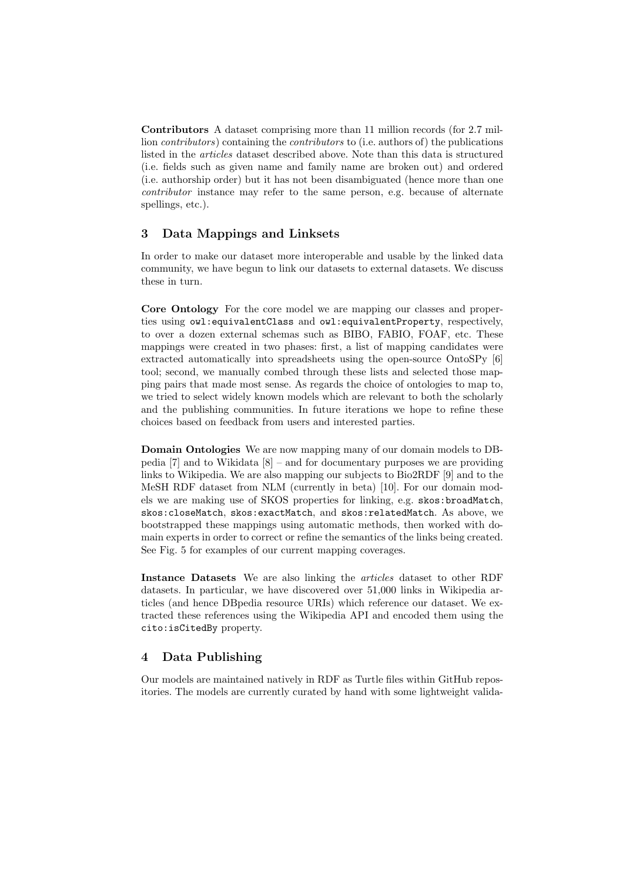**Contributors** A dataset comprising more than 11 million records (for 2.7 million *contributors*) containing the *contributors* to (i.e. authors of) the publications listed in the *articles* dataset described above. Note than this data is structured (i.e. fields such as given name and family name are broken out) and ordered (i.e. authorship order) but it has not been disambiguated (hence more than one *contributor* instance may refer to the same person, e.g. because of alternate spellings, etc.).

## 3 Data Mappings and Linksets

In order to make our dataset more interoperable and usable by the linked data community, we have begun to link our datasets to external datasets. We discuss these in turn.

**Core Ontology** For the core model we are mapping our classes and properties using `owl:equivalentClass` and `owl:equivalentProperty`, respectively, to over a dozen external schemas such as BIBO, FABIO, FOAF, etc. These mappings were created in two phases: first, a list of mapping candidates were extracted automatically into spreadsheets using the open-source OntoSPy [6] tool; second, we manually combed through these lists and selected those mapping pairs that made most sense. As regards the choice of ontologies to map to, we tried to select widely known models which are relevant to both the scholarly and the publishing communities. In future iterations we hope to refine these choices based on feedback from users and interested parties.

**Domain Ontologies** We are now mapping many of our domain models to DBpedia [7] and to Wikidata [8] – and for documentary purposes we are providing links to Wikipedia. We are also mapping our subjects to Bio2RDF [9] and to the MeSH RDF dataset from NLM (currently in beta) [10]. For our domain models we are making use of SKOS properties for linking, e.g. `skos:broadMatch`, `skos:closeMatch`, `skos:exactMatch`, and `skos:relatedMatch`. As above, we bootstrapped these mappings using automatic methods, then worked with domain experts in order to correct or refine the semantics of the links being created. See Fig. 5 for examples of our current mapping coverages.

**Instance Datasets** We are also linking the *articles* dataset to other RDF datasets. In particular, we have discovered over 51,000 links in Wikipedia articles (and hence DBpedia resource URIs) which reference our dataset. We extracted these references using the Wikipedia API and encoded them using the `cito:isCitedBy` property.

## 4 Data Publishing

Our models are maintained natively in RDF as Turtle files within GitHub repositories. The models are currently curated by hand with some lightweight valida-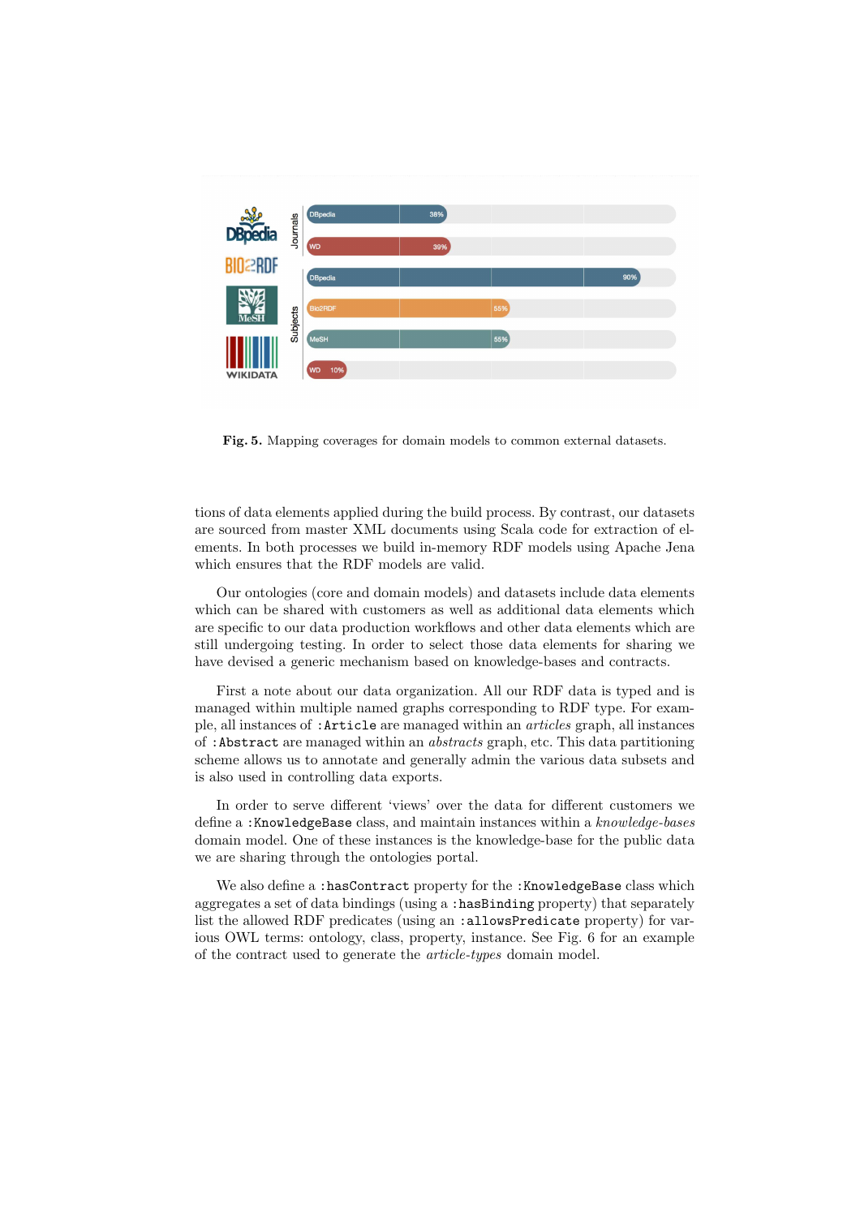Fig. 5. Mapping coverages for domain models to common external datasets.

tions of data elements applied during the build process. By contrast, our datasets are sourced from master XML documents using Scala code for extraction of elements. In both processes we build in-memory RDF models using Apache Jena which ensures that the RDF models are valid.

Our ontologies (core and domain models) and datasets include data elements which can be shared with customers as well as additional data elements which are specific to our data production workflows and other data elements which are still undergoing testing. In order to select those data elements for sharing we have devised a generic mechanism based on knowledge-bases and contracts.

First a note about our data organization. All our RDF data is typed and is managed within multiple named graphs corresponding to RDF type. For example, all instances of `:Article` are managed within an *articles* graph, all instances of `:Abstract` are managed within an *abstracts* graph, etc. This data partitioning scheme allows us to annotate and generally admin the various data subsets and is also used in controlling data exports.

In order to serve different 'views' over the data for different customers we define a `:KnowledgeBase` class, and maintain instances within a *knowledge-bases* domain model. One of these instances is the knowledge-base for the public data we are sharing through the ontologies portal.

We also define a `:hasContract` property for the `:KnowledgeBase` class which aggregates a set of data bindings (using a `:hasBinding` property) that separately list the allowed RDF predicates (using an `:allowsPredicate` property) for various OWL terms: ontology, class, property, instance. See Fig. 6 for an example of the contract used to generate the *article-types* domain model.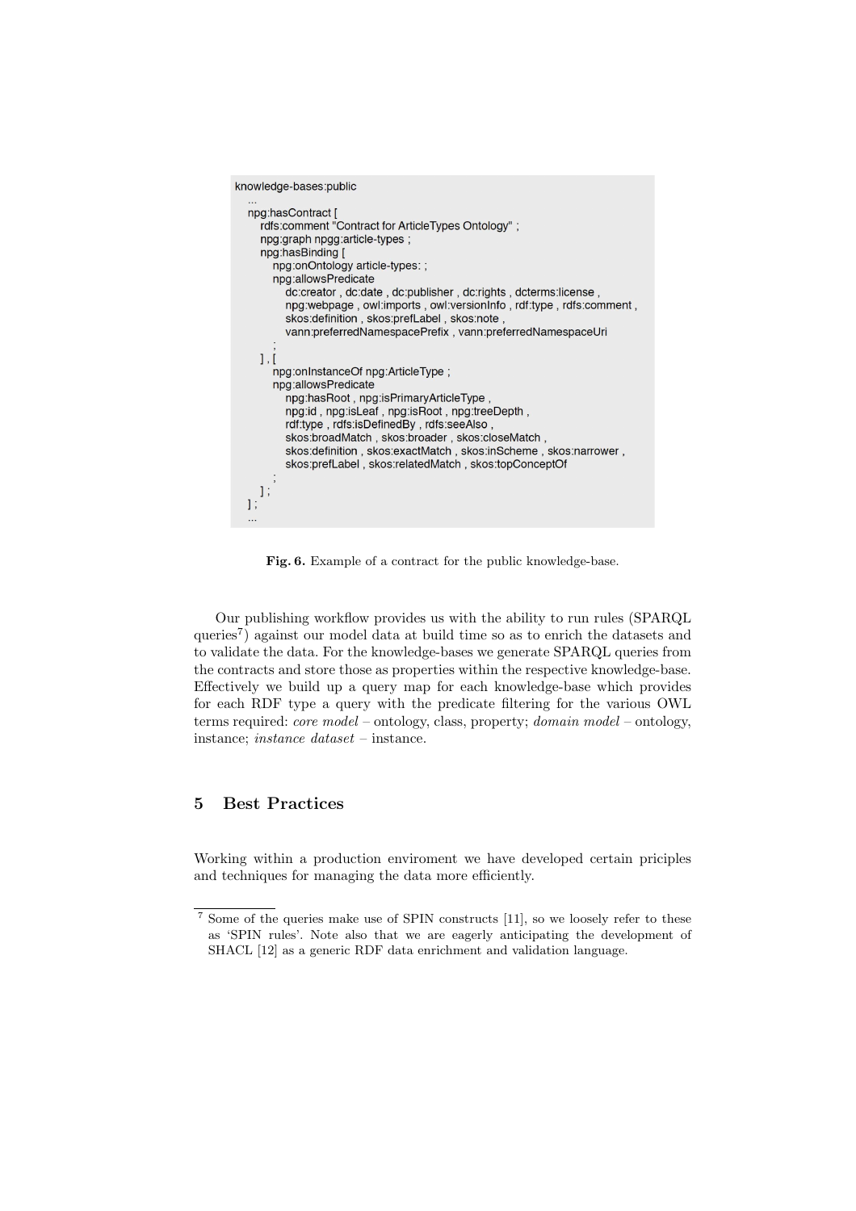```
knowledge-bases:public
  ...
  npg:hasContract [
    rdfs:comment "Contract for ArticleTypes Ontology" ;
    npg:graph npgg:article-types ;
    npg:hasBinding [
      npg:onOntology article-types: ;
      npg:allowsPredicate
        dc:creator , dc:date , dc:publisher , dc:rights , dcterms:license ,
        npg:webpage , owl:imports , owl:versionInfo , rdf:type , rdfs:comment ,
        skos:definition , skos:prefLabel , skos:note ,
        vann:preferredNamespacePrefix , vann:preferredNamespaceUri
      ;
    ] , [
      npg:onInstanceOf npg:ArticleType ;
      npg:allowsPredicate
        npg:hasRoot , npg:isPrimaryArticleType ,
        npg:id , npg:isLeaf , npg:isRoot , npg:treeDepth ,
        rdf:type , rdfs:isDefinedBy , rdfs:seeAlso ,
        skos:broadMatch , skos:broader , skos:closeMatch ,
        skos:definition , skos:exactMatch , skos:inScheme , skos:narrower ,
        skos:prefLabel , skos:relatedMatch , skos:topConceptOf
      ;
    ] ;
  ] ;
  ...
```

**Fig. 6.** Example of a contract for the public knowledge-base.

Our publishing workflow provides us with the ability to run rules (SPARQL queries[7]) against our model data at build time so as to enrich the datasets and to validate the data. For the knowledge-bases we generate SPARQL queries from the contracts and store those as properties within the respective knowledge-base. Effectively we build up a query map for each knowledge-base which provides for each RDF type a query with the predicate filtering for the various OWL terms required: *core model* – ontology, class, property; *domain model* – ontology, instance; *instance dataset* – instance.

## 5 Best Practices

Working within a production enviroment we have developed certain priciples and techniques for managing the data more efficiently.

[7] Some of the queries make use of SPIN constructs [11], so we loosely refer to these as 'SPIN rules'. Note also that we are eagerly anticipating the development of SHACL [12] as a generic RDF data enrichment and validation language.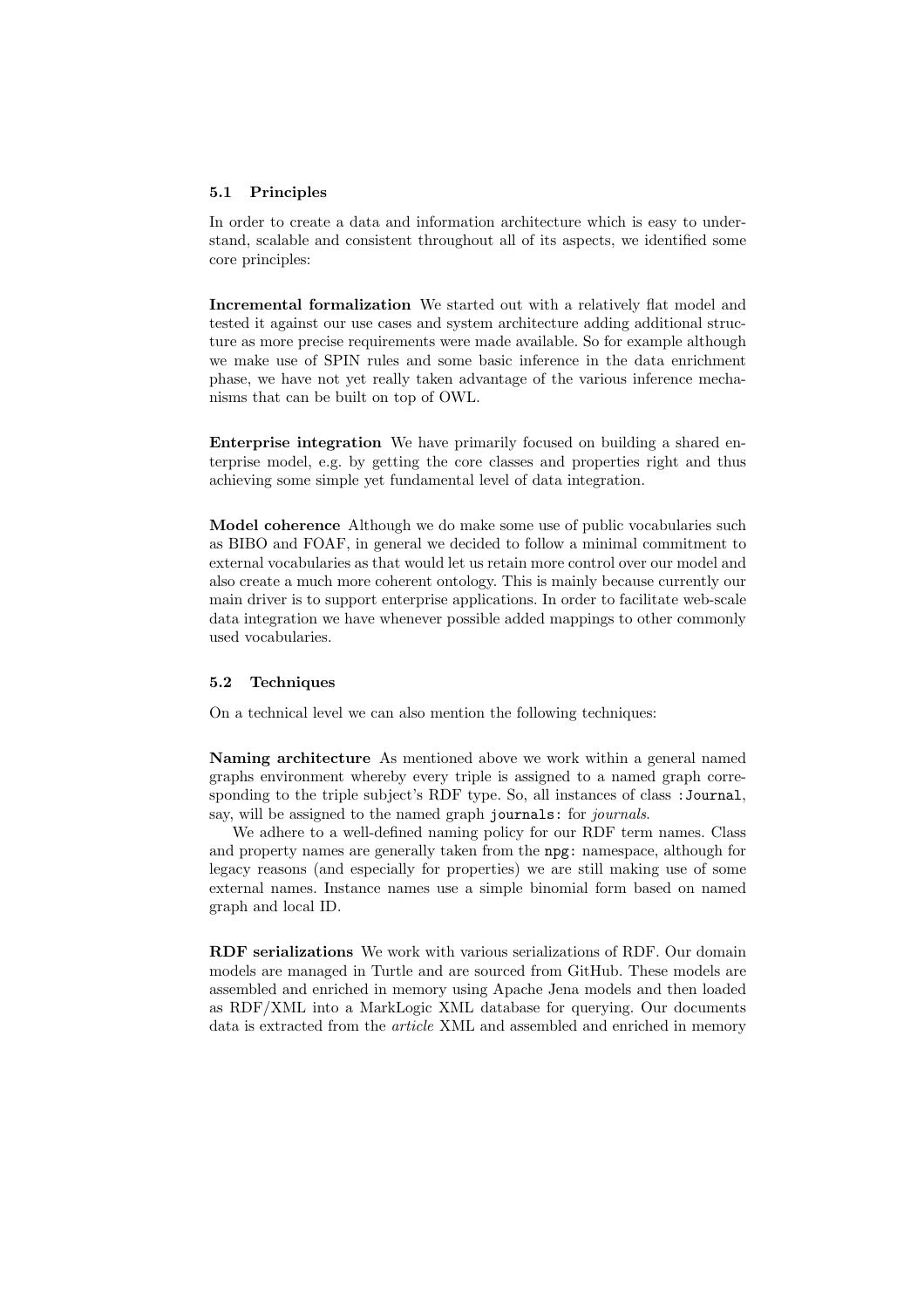### 5.1 Principles

In order to create a data and information architecture which is easy to understand, scalable and consistent throughout all of its aspects, we identified some core principles:

**Incremental formalization** We started out with a relatively flat model and tested it against our use cases and system architecture adding additional structure as more precise requirements were made available. So for example although we make use of SPIN rules and some basic inference in the data enrichment phase, we have not yet really taken advantage of the various inference mechanisms that can be built on top of OWL.

**Enterprise integration** We have primarily focused on building a shared enterprise model, e.g. by getting the core classes and properties right and thus achieving some simple yet fundamental level of data integration.

**Model coherence** Although we do make some use of public vocabularies such as BIBO and FOAF, in general we decided to follow a minimal commitment to external vocabularies as that would let us retain more control over our model and also create a much more coherent ontology. This is mainly because currently our main driver is to support enterprise applications. In order to facilitate web-scale data integration we have whenever possible added mappings to other commonly used vocabularies.

### 5.2 Techniques

On a technical level we can also mention the following techniques:

**Naming architecture** As mentioned above we work within a general named graphs environment whereby every triple is assigned to a named graph corresponding to the triple subject's RDF type. So, all instances of class `:Journal`, say, will be assigned to the named graph `journals:` for *journals*.

We adhere to a well-defined naming policy for our RDF term names. Class and property names are generally taken from the `npg:` namespace, although for legacy reasons (and especially for properties) we are still making use of some external names. Instance names use a simple binomial form based on named graph and local ID.

**RDF serializations** We work with various serializations of RDF. Our domain models are managed in Turtle and are sourced from GitHub. These models are assembled and enriched in memory using Apache Jena models and then loaded as RDF/XML into a MarkLogic XML database for querying. Our documents data is extracted from the *article* XML and assembled and enriched in memory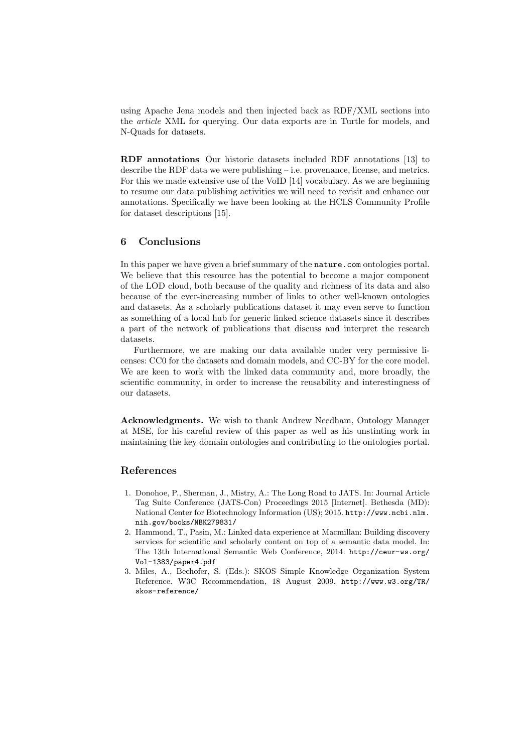using Apache Jena models and then injected back as RDF/XML sections into the *article* XML for querying. Our data exports are in Turtle for models, and N-Quads for datasets.

**RDF annotations** Our historic datasets included RDF annotations [13] to describe the RDF data we were publishing – i.e. provenance, license, and metrics. For this we made extensive use of the VoID [14] vocabulary. As we are beginning to resume our data publishing activities we will need to revisit and enhance our annotations. Specifically we have been looking at the HCLS Community Profile for dataset descriptions [15].

## 6 Conclusions

In this paper we have given a brief summary of the `nature.com` ontologies portal. We believe that this resource has the potential to become a major component of the LOD cloud, both because of the quality and richness of its data and also because of the ever-increasing number of links to other well-known ontologies and datasets. As a scholarly publications dataset it may even serve to function as something of a local hub for generic linked science datasets since it describes a part of the network of publications that discuss and interpret the research datasets.

Furthermore, we are making our data available under very permissive licenses: CC0 for the datasets and domain models, and CC-BY for the core model. We are keen to work with the linked data community and, more broadly, the scientific community, in order to increase the reusability and interestingness of our datasets.

**Acknowledgments.** We wish to thank Andrew Needham, Ontology Manager at MSE, for his careful review of this paper as well as his unstinting work in maintaining the key domain ontologies and contributing to the ontologies portal.

## References

1. Donohoe, P., Sherman, J., Mistry, A.: The Long Road to JATS. In: Journal Article Tag Suite Conference (JATS-Con) Proceedings 2015 [Internet]. Bethesda (MD): National Center for Biotechnology Information (US); 2015. `http://www.ncbi.nlm.nih.gov/books/NBK279831/`
2. Hammond, T., Pasin, M.: Linked data experience at Macmillan: Building discovery services for scientific and scholarly content on top of a semantic data model. In: The 13th International Semantic Web Conference, 2014. `http://ceur-ws.org/Vol-1383/paper4.pdf`
3. Miles, A., Bechofer, S. (Eds.): SKOS Simple Knowledge Organization System Reference. W3C Recommendation, 18 August 2009. `http://www.w3.org/TR/skos-reference/`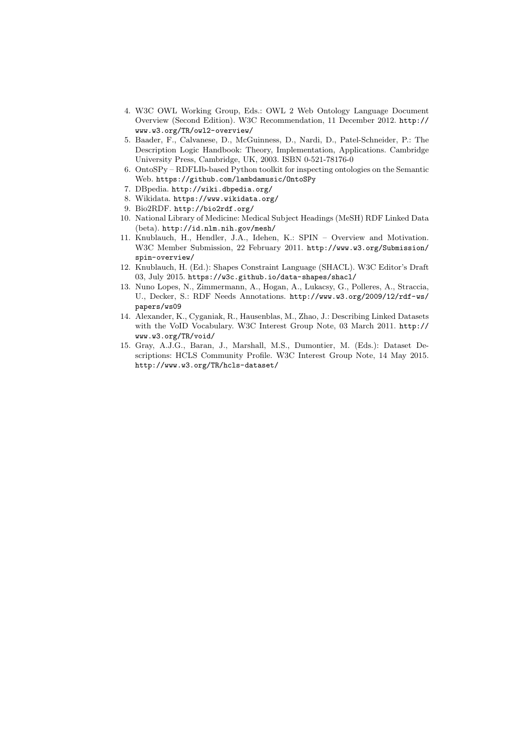4. W3C OWL Working Group, Eds.: OWL 2 Web Ontology Language Document Overview (Second Edition). W3C Recommendation, 11 December 2012. http://www.w3.org/TR/owl2-overview/
5. Baader, F., Calvanese, D., McGuinness, D., Nardi, D., Patel-Schneider, P.: The Description Logic Handbook: Theory, Implementation, Applications. Cambridge University Press, Cambridge, UK, 2003. ISBN 0-521-78176-0
6. OntoSPy – RDFLIb-based Python toolkit for inspecting ontologies on the Semantic Web. https://github.com/lambdamusic/OntoSPy
7. DBpedia. http://wiki.dbpedia.org/
8. Wikidata. https://www.wikidata.org/
9. Bio2RDF. http://bio2rdf.org/
10. National Library of Medicine: Medical Subject Headings (MeSH) RDF Linked Data (beta). http://id.nlm.nih.gov/mesh/
11. Knublauch, H., Hendler, J.A., Idehen, K.: SPIN – Overview and Motivation. W3C Member Submission, 22 February 2011. http://www.w3.org/Submission/spin-overview/
12. Knublauch, H. (Ed.): Shapes Constraint Language (SHACL). W3C Editor's Draft 03, July 2015. https://w3c.github.io/data-shapes/shacl/
13. Nuno Lopes, N., Zimmermann, A., Hogan, A., Lukacsy, G., Polleres, A., Straccia, U., Decker, S.: RDF Needs Annotations. http://www.w3.org/2009/12/rdf-ws/papers/ws09
14. Alexander, K., Cyganiak, R., Hausenblas, M., Zhao, J.: Describing Linked Datasets with the VoID Vocabulary. W3C Interest Group Note, 03 March 2011. http://www.w3.org/TR/void/
15. Gray, A.J.G., Baran, J., Marshall, M.S., Dumontier, M. (Eds.): Dataset Descriptions: HCLS Community Profile. W3C Interest Group Note, 14 May 2015. http://www.w3.org/TR/hcls-dataset/